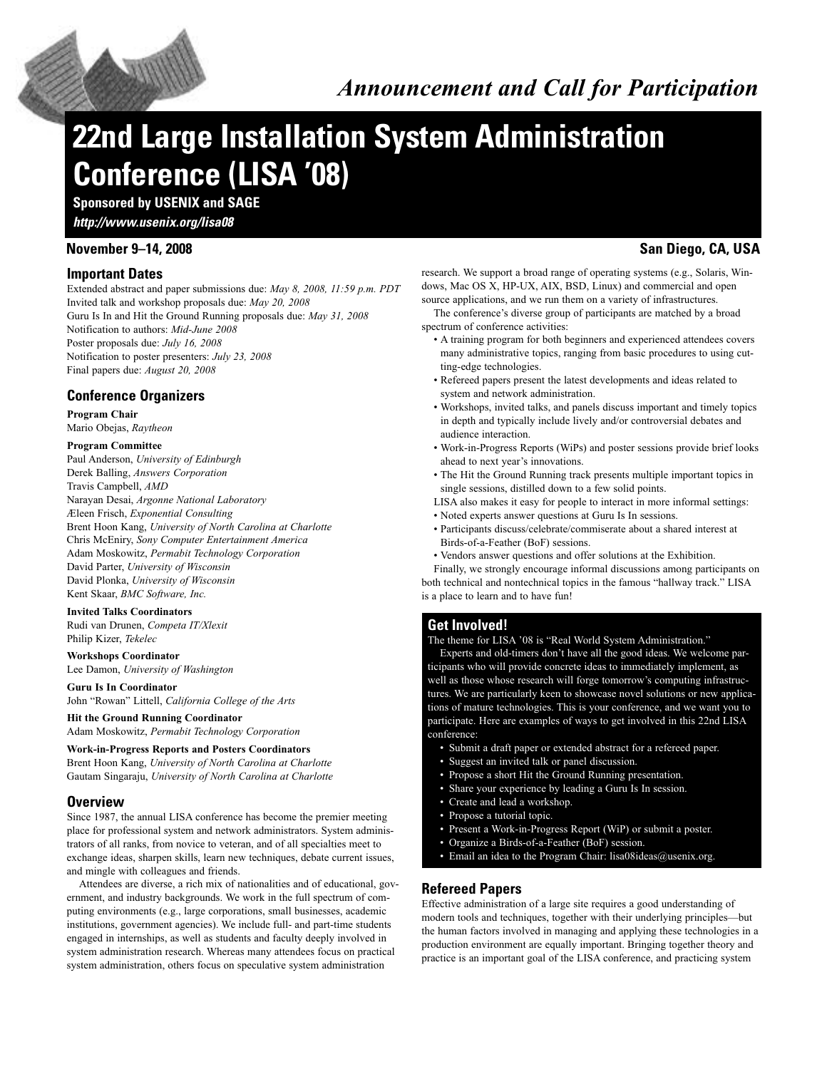*Announcement and Call for Participation*

# 22nd Large Installation System Administration Conference (LISA '08)

**Sponsored by USENIX and SAGE**

***http://www.usenix.org/lisa08***

**November 9–14, 2008** **San Diego, CA, USA**

## Important Dates

Extended abstract and paper submissions due: *May 8, 2008, 11:59 p.m. PDT*
Invited talk and workshop proposals due: *May 20, 2008*
Guru Is In and Hit the Ground Running proposals due: *May 31, 2008*
Notification to authors: *Mid-June 2008*
Poster proposals due: *July 16, 2008*
Notification to poster presenters: *July 23, 2008*
Final papers due: *August 20, 2008*

## Conference Organizers

**Program Chair**
Mario Obejas, *Raytheon*

**Program Committee**
Paul Anderson, *University of Edinburgh*
Derek Balling, *Answers Corporation*
Travis Campbell, *AMD*
Narayan Desai, *Argonne National Laboratory*
Æleen Frisch, *Exponential Consulting*
Brent Hoon Kang, *University of North Carolina at Charlotte*
Chris McEniry, *Sony Computer Entertainment America*
Adam Moskowitz, *Permabit Technology Corporation*
David Parter, *University of Wisconsin*
David Plonka, *University of Wisconsin*
Kent Skaar, *BMC Software, Inc.*

**Invited Talks Coordinators**
Rudi van Drunen, *Competa IT/Xlexit*
Philip Kizer, *Tekelec*

**Workshops Coordinator**
Lee Damon, *University of Washington*

**Guru Is In Coordinator**
John "Rowan" Littell, *California College of the Arts*

**Hit the Ground Running Coordinator**
Adam Moskowitz, *Permabit Technology Corporation*

**Work-in-Progress Reports and Posters Coordinators**
Brent Hoon Kang, *University of North Carolina at Charlotte*
Gautam Singaraju, *University of North Carolina at Charlotte*

## Overview

Since 1987, the annual LISA conference has become the premier meeting place for professional system and network administrators. System administrators of all ranks, from novice to veteran, and of all specialties meet to exchange ideas, sharpen skills, learn new techniques, debate current issues, and mingle with colleagues and friends.

Attendees are diverse, a rich mix of nationalities and of educational, government, and industry backgrounds. We work in the full spectrum of computing environments (e.g., large corporations, small businesses, academic institutions, government agencies). We include full- and part-time students engaged in internships, as well as students and faculty deeply involved in system administration research. Whereas many attendees focus on practical system administration, others focus on speculative system administration research. We support a broad range of operating systems (e.g., Solaris, Windows, Mac OS X, HP-UX, AIX, BSD, Linux) and commercial and open source applications, and we run them on a variety of infrastructures.

The conference's diverse group of participants are matched by a broad spectrum of conference activities:

- A training program for both beginners and experienced attendees covers many administrative topics, ranging from basic procedures to using cutting-edge technologies.
- Refereed papers present the latest developments and ideas related to system and network administration.
- Workshops, invited talks, and panels discuss important and timely topics in depth and typically include lively and/or controversial debates and audience interaction.
- Work-in-Progress Reports (WiPs) and poster sessions provide brief looks ahead to next year's innovations.
- The Hit the Ground Running track presents multiple important topics in single sessions, distilled down to a few solid points.

LISA also makes it easy for people to interact in more informal settings:

- Noted experts answer questions at Guru Is In sessions.
- Participants discuss/celebrate/commiserate about a shared interest at Birds-of-a-Feather (BoF) sessions.
- Vendors answer questions and offer solutions at the Exhibition.

Finally, we strongly encourage informal discussions among participants on both technical and nontechnical topics in the famous "hallway track." LISA is a place to learn and to have fun!

## Get Involved!

The theme for LISA '08 is "Real World System Administration."

Experts and old-timers don't have all the good ideas. We welcome participants who will provide concrete ideas to immediately implement, as well as those whose research will forge tomorrow's computing infrastructures. We are particularly keen to showcase novel solutions or new applications of mature technologies. This is your conference, and we want you to participate. Here are examples of ways to get involved in this 22nd LISA conference:

- Submit a draft paper or extended abstract for a refereed paper.
- Suggest an invited talk or panel discussion.
- Propose a short Hit the Ground Running presentation.
- Share your experience by leading a Guru Is In session.
- Create and lead a workshop.
- Propose a tutorial topic.
- Present a Work-in-Progress Report (WiP) or submit a poster.
- Organize a Birds-of-a-Feather (BoF) session.
- Email an idea to the Program Chair: lisa08ideas@usenix.org.

## Refereed Papers

Effective administration of a large site requires a good understanding of modern tools and techniques, together with their underlying principles—but the human factors involved in managing and applying these technologies in a production environment are equally important. Bringing together theory and practice is an important goal of the LISA conference, and practicing system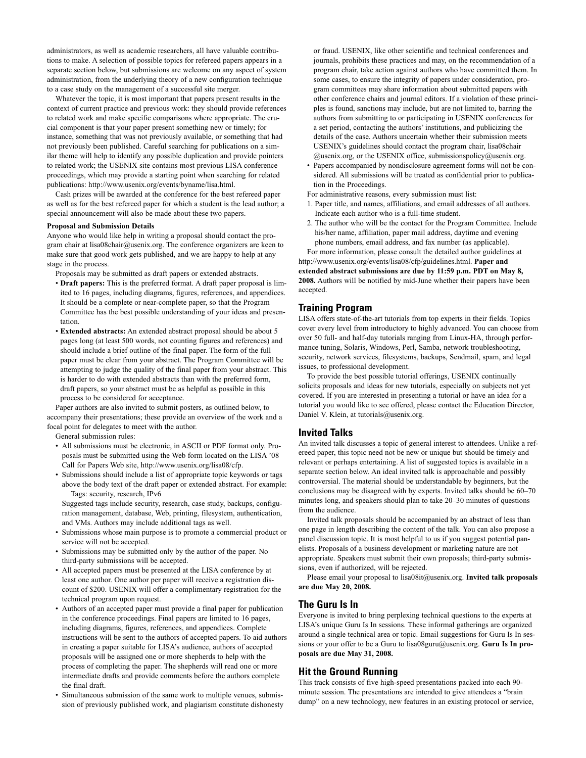administrators, as well as academic researchers, all have valuable contributions to make. A selection of possible topics for refereed papers appears in a separate section below, but submissions are welcome on any aspect of system administration, from the underlying theory of a new configuration technique to a case study on the management of a successful site merger.

Whatever the topic, it is most important that papers present results in the context of current practice and previous work: they should provide references to related work and make specific comparisons where appropriate. The crucial component is that your paper present something new or timely; for instance, something that was not previously available, or something that had not previously been published. Careful searching for publications on a similar theme will help to identify any possible duplication and provide pointers to related work; the USENIX site contains most previous LISA conference proceedings, which may provide a starting point when searching for related publications: http://www.usenix.org/events/byname/lisa.html.

Cash prizes will be awarded at the conference for the best refereed paper as well as for the best refereed paper for which a student is the lead author; a special announcement will also be made about these two papers.

**Proposal and Submission Details**

Anyone who would like help in writing a proposal should contact the program chair at lisa08chair@usenix.org. The conference organizers are keen to make sure that good work gets published, and we are happy to help at any stage in the process.

Proposals may be submitted as draft papers or extended abstracts.

- **Draft papers:** This is the preferred format. A draft paper proposal is limited to 16 pages, including diagrams, figures, references, and appendices. It should be a complete or near-complete paper, so that the Program Committee has the best possible understanding of your ideas and presentation.
- **Extended abstracts:** An extended abstract proposal should be about 5 pages long (at least 500 words, not counting figures and references) and should include a brief outline of the final paper. The form of the full paper must be clear from your abstract. The Program Committee will be attempting to judge the quality of the final paper from your abstract. This is harder to do with extended abstracts than with the preferred form, draft papers, so your abstract must be as helpful as possible in this process to be considered for acceptance.

Paper authors are also invited to submit posters, as outlined below, to accompany their presentations; these provide an overview of the work and a focal point for delegates to meet with the author.

General submission rules:

- All submissions must be electronic, in ASCII or PDF format only. Proposals must be submitted using the Web form located on the LISA '08 Call for Papers Web site, http://www.usenix.org/lisa08/cfp.
- Submissions should include a list of appropriate topic keywords or tags above the body text of the draft paper or extended abstract. For example:
  Tags: security, research, IPv6

  Suggested tags include security, research, case study, backups, configuration management, database, Web, printing, filesystem, authentication, and VMs. Authors may include additional tags as well.
- Submissions whose main purpose is to promote a commercial product or service will not be accepted.
- Submissions may be submitted only by the author of the paper. No third-party submissions will be accepted.
- All accepted papers must be presented at the LISA conference by at least one author. One author per paper will receive a registration discount of $200. USENIX will offer a complimentary registration for the technical program upon request.
- Authors of an accepted paper must provide a final paper for publication in the conference proceedings. Final papers are limited to 16 pages, including diagrams, figures, references, and appendices. Complete instructions will be sent to the authors of accepted papers. To aid authors in creating a paper suitable for LISA's audience, authors of accepted proposals will be assigned one or more shepherds to help with the process of completing the paper. The shepherds will read one or more intermediate drafts and provide comments before the authors complete the final draft.
- Simultaneous submission of the same work to multiple venues, submission of previously published work, and plagiarism constitute dishonesty or fraud. USENIX, like other scientific and technical conferences and journals, prohibits these practices and may, on the recommendation of a program chair, take action against authors who have committed them. In some cases, to ensure the integrity of papers under consideration, program committees may share information about submitted papers with other conference chairs and journal editors. If a violation of these principles is found, sanctions may include, but are not limited to, barring the authors from submitting to or participating in USENIX conferences for a set period, contacting the authors' institutions, and publicizing the details of the case. Authors uncertain whether their submission meets USENIX's guidelines should contact the program chair, lisa08chair@usenix.org, or the USENIX office, submissionspolicy@usenix.org.
- Papers accompanied by nondisclosure agreement forms will not be considered. All submissions will be treated as confidential prior to publication in the Proceedings.

For administrative reasons, every submission must list:

1. Paper title, and names, affiliations, and email addresses of all authors. Indicate each author who is a full-time student.
2. The author who will be the contact for the Program Committee. Include his/her name, affiliation, paper mail address, daytime and evening phone numbers, email address, and fax number (as applicable).

For more information, please consult the detailed author guidelines at http://www.usenix.org/events/lisa08/cfp/guidelines.html. **Paper and extended abstract submissions are due by 11:59 p.m. PDT on May 8, 2008.** Authors will be notified by mid-June whether their papers have been accepted.

## Training Program

LISA offers state-of-the-art tutorials from top experts in their fields. Topics cover every level from introductory to highly advanced. You can choose from over 50 full- and half-day tutorials ranging from Linux-HA, through performance tuning, Solaris, Windows, Perl, Samba, network troubleshooting, security, network services, filesystems, backups, Sendmail, spam, and legal issues, to professional development.

To provide the best possible tutorial offerings, USENIX continually solicits proposals and ideas for new tutorials, especially on subjects not yet covered. If you are interested in presenting a tutorial or have an idea for a tutorial you would like to see offered, please contact the Education Director, Daniel V. Klein, at tutorials@usenix.org.

## Invited Talks

An invited talk discusses a topic of general interest to attendees. Unlike a refereed paper, this topic need not be new or unique but should be timely and relevant or perhaps entertaining. A list of suggested topics is available in a separate section below. An ideal invited talk is approachable and possibly controversial. The material should be understandable by beginners, but the conclusions may be disagreed with by experts. Invited talks should be 60–70 minutes long, and speakers should plan to take 20–30 minutes of questions from the audience.

Invited talk proposals should be accompanied by an abstract of less than one page in length describing the content of the talk. You can also propose a panel discussion topic. It is most helpful to us if you suggest potential panelists. Proposals of a business development or marketing nature are not appropriate. Speakers must submit their own proposals; third-party submissions, even if authorized, will be rejected.

Please email your proposal to lisa08it@usenix.org. **Invited talk proposals are due May 20, 2008.**

## The Guru Is In

Everyone is invited to bring perplexing technical questions to the experts at LISA's unique Guru Is In sessions. These informal gatherings are organized around a single technical area or topic. Email suggestions for Guru Is In sessions or your offer to be a Guru to lisa08guru@usenix.org. **Guru Is In proposals are due May 31, 2008.**

## Hit the Ground Running

This track consists of five high-speed presentations packed into each 90-minute session. The presentations are intended to give attendees a "brain dump" on a new technology, new features in an existing protocol or service,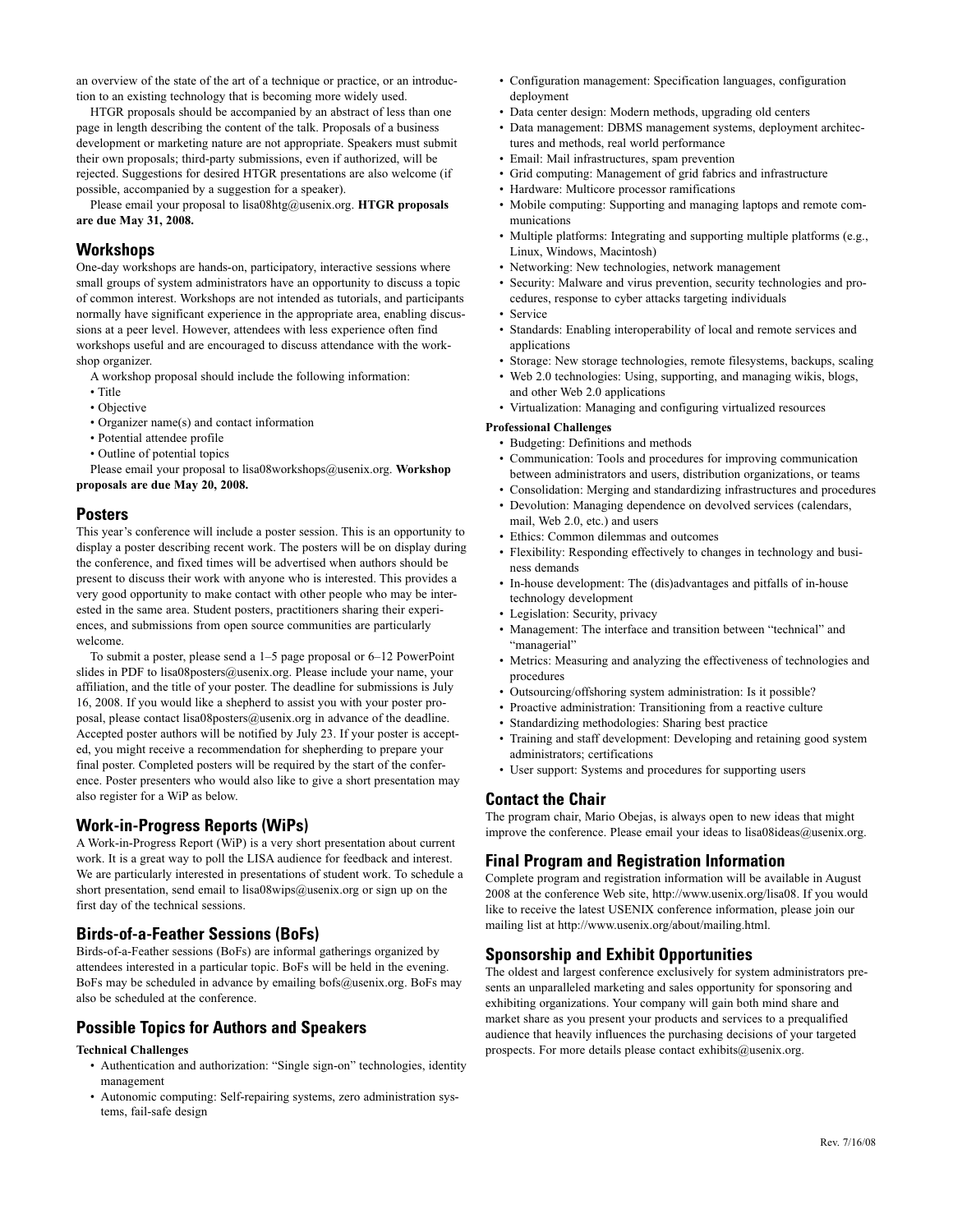an overview of the state of the art of a technique or practice, or an introduction to an existing technology that is becoming more widely used.

HTGR proposals should be accompanied by an abstract of less than one page in length describing the content of the talk. Proposals of a business development or marketing nature are not appropriate. Speakers must submit their own proposals; third-party submissions, even if authorized, will be rejected. Suggestions for desired HTGR presentations are also welcome (if possible, accompanied by a suggestion for a speaker).

Please email your proposal to lisa08htg@usenix.org. **HTGR proposals are due May 31, 2008.**

## Workshops

One-day workshops are hands-on, participatory, interactive sessions where small groups of system administrators have an opportunity to discuss a topic of common interest. Workshops are not intended as tutorials, and participants normally have significant experience in the appropriate area, enabling discussions at a peer level. However, attendees with less experience often find workshops useful and are encouraged to discuss attendance with the workshop organizer.

A workshop proposal should include the following information:

- Title
- Objective
- Organizer name(s) and contact information
- Potential attendee profile
- Outline of potential topics

Please email your proposal to lisa08workshops@usenix.org. **Workshop proposals are due May 20, 2008.**

## Posters

This year's conference will include a poster session. This is an opportunity to display a poster describing recent work. The posters will be on display during the conference, and fixed times will be advertised when authors should be present to discuss their work with anyone who is interested. This provides a very good opportunity to make contact with other people who may be interested in the same area. Student posters, practitioners sharing their experiences, and submissions from open source communities are particularly welcome.

To submit a poster, please send a 1–5 page proposal or 6–12 PowerPoint slides in PDF to lisa08posters@usenix.org. Please include your name, your affiliation, and the title of your poster. The deadline for submissions is July 16, 2008. If you would like a shepherd to assist you with your poster proposal, please contact lisa08posters@usenix.org in advance of the deadline. Accepted poster authors will be notified by July 23. If your poster is accepted, you might receive a recommendation for shepherding to prepare your final poster. Completed posters will be required by the start of the conference. Poster presenters who would also like to give a short presentation may also register for a WiP as below.

## Work-in-Progress Reports (WiPs)

A Work-in-Progress Report (WiP) is a very short presentation about current work. It is a great way to poll the LISA audience for feedback and interest. We are particularly interested in presentations of student work. To schedule a short presentation, send email to lisa08wips@usenix.org or sign up on the first day of the technical sessions.

## Birds-of-a-Feather Sessions (BoFs)

Birds-of-a-Feather sessions (BoFs) are informal gatherings organized by attendees interested in a particular topic. BoFs will be held in the evening. BoFs may be scheduled in advance by emailing bofs@usenix.org. BoFs may also be scheduled at the conference.

## Possible Topics for Authors and Speakers

**Technical Challenges**

- Authentication and authorization: "Single sign-on" technologies, identity management
- Autonomic computing: Self-repairing systems, zero administration systems, fail-safe design
- Configuration management: Specification languages, configuration deployment
- Data center design: Modern methods, upgrading old centers
- Data management: DBMS management systems, deployment architectures and methods, real world performance
- Email: Mail infrastructures, spam prevention
- Grid computing: Management of grid fabrics and infrastructure
- Hardware: Multicore processor ramifications
- Mobile computing: Supporting and managing laptops and remote communications
- Multiple platforms: Integrating and supporting multiple platforms (e.g., Linux, Windows, Macintosh)
- Networking: New technologies, network management
- Security: Malware and virus prevention, security technologies and procedures, response to cyber attacks targeting individuals
- Service
- Standards: Enabling interoperability of local and remote services and applications
- Storage: New storage technologies, remote filesystems, backups, scaling
- Web 2.0 technologies: Using, supporting, and managing wikis, blogs, and other Web 2.0 applications
- Virtualization: Managing and configuring virtualized resources

**Professional Challenges**

- Budgeting: Definitions and methods
- Communication: Tools and procedures for improving communication between administrators and users, distribution organizations, or teams
- Consolidation: Merging and standardizing infrastructures and procedures
- Devolution: Managing dependence on devolved services (calendars, mail, Web 2.0, etc.) and users
- Ethics: Common dilemmas and outcomes
- Flexibility: Responding effectively to changes in technology and business demands
- In-house development: The (dis)advantages and pitfalls of in-house technology development
- Legislation: Security, privacy
- Management: The interface and transition between "technical" and "managerial"
- Metrics: Measuring and analyzing the effectiveness of technologies and procedures
- Outsourcing/offshoring system administration: Is it possible?
- Proactive administration: Transitioning from a reactive culture
- Standardizing methodologies: Sharing best practice
- Training and staff development: Developing and retaining good system administrators; certifications
- User support: Systems and procedures for supporting users

## Contact the Chair

The program chair, Mario Obejas, is always open to new ideas that might improve the conference. Please email your ideas to lisa08ideas@usenix.org.

## Final Program and Registration Information

Complete program and registration information will be available in August 2008 at the conference Web site, http://www.usenix.org/lisa08. If you would like to receive the latest USENIX conference information, please join our mailing list at http://www.usenix.org/about/mailing.html.

## Sponsorship and Exhibit Opportunities

The oldest and largest conference exclusively for system administrators presents an unparalleled marketing and sales opportunity for sponsoring and exhibiting organizations. Your company will gain both mind share and market share as you present your products and services to a prequalified audience that heavily influences the purchasing decisions of your targeted prospects. For more details please contact exhibits@usenix.org.

Rev. 7/16/08